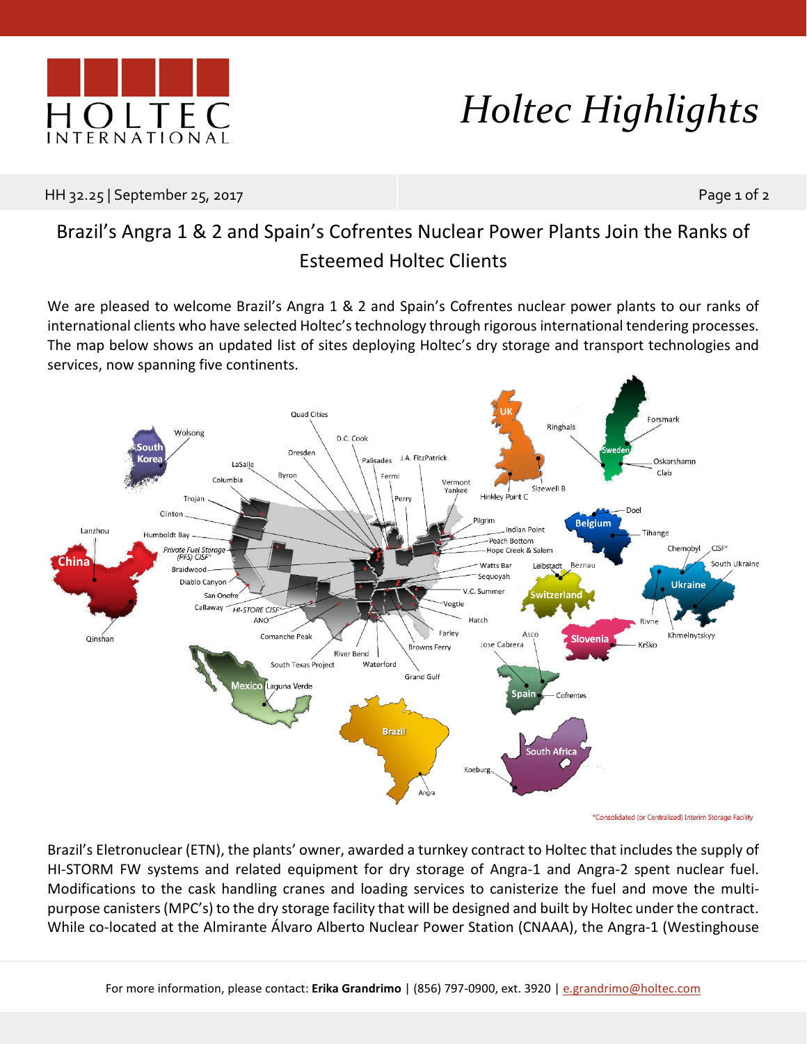# Holtec Highlights

HH 32.25 | September 25, 2017

## Brazil's Angra 1 & 2 and Spain's Cofrentes Nuclear Power Plants Join the Ranks of Esteemed Holtec Clients

We are pleased to welcome Brazil's Angra 1 & 2 and Spain's Cofrentes nuclear power plants to our ranks of international clients who have selected Holtec's technology through rigorous international tendering processes. The map below shows an updated list of sites deploying Holtec's dry storage and transport technologies and services, now spanning five continents.

*Consolidated (or Centralized) Interim Storage Facility

Brazil's Eletronuclear (ETN), the plants' owner, awarded a turnkey contract to Holtec that includes the supply of HI-STORM FW systems and related equipment for dry storage of Angra-1 and Angra-2 spent nuclear fuel. Modifications to the cask handling cranes and loading services to canisterize the fuel and move the multi-purpose canisters (MPC's) to the dry storage facility that will be designed and built by Holtec under the contract. While co-located at the Almirante Álvaro Alberto Nuclear Power Station (CNAAA), the Angra-1 (Westinghouse

For more information, please contact: **Erika Grandrimo** | (856) 797-0900, ext. 3920 | e.grandrimo@holtec.com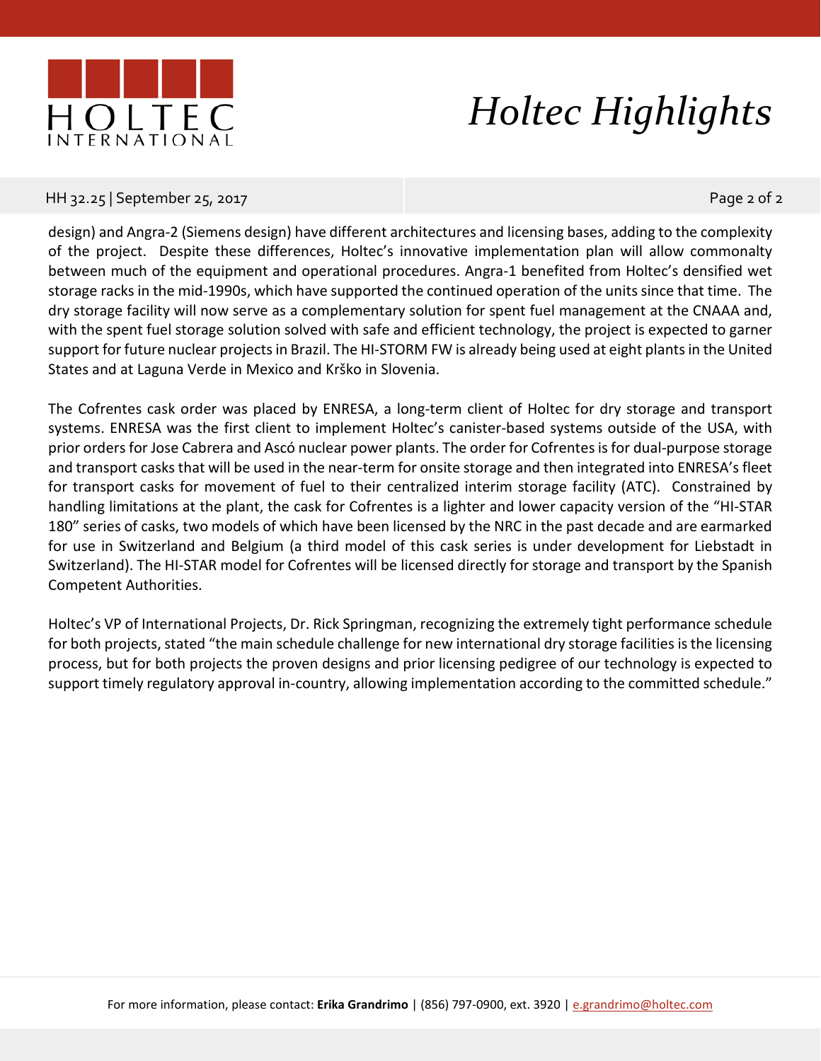design) and Angra-2 (Siemens design) have different architectures and licensing bases, adding to the complexity of the project. Despite these differences, Holtec's innovative implementation plan will allow commonalty between much of the equipment and operational procedures. Angra-1 benefited from Holtec's densified wet storage racks in the mid-1990s, which have supported the continued operation of the units since that time. The dry storage facility will now serve as a complementary solution for spent fuel management at the CNAAA and, with the spent fuel storage solution solved with safe and efficient technology, the project is expected to garner support for future nuclear projects in Brazil. The HI-STORM FW is already being used at eight plants in the United States and at Laguna Verde in Mexico and Krško in Slovenia.

The Cofrentes cask order was placed by ENRESA, a long-term client of Holtec for dry storage and transport systems. ENRESA was the first client to implement Holtec's canister-based systems outside of the USA, with prior orders for Jose Cabrera and Ascó nuclear power plants. The order for Cofrentes is for dual-purpose storage and transport casks that will be used in the near-term for onsite storage and then integrated into ENRESA's fleet for transport casks for movement of fuel to their centralized interim storage facility (ATC). Constrained by handling limitations at the plant, the cask for Cofrentes is a lighter and lower capacity version of the "HI-STAR 180" series of casks, two models of which have been licensed by the NRC in the past decade and are earmarked for use in Switzerland and Belgium (a third model of this cask series is under development for Liebstadt in Switzerland). The HI-STAR model for Cofrentes will be licensed directly for storage and transport by the Spanish Competent Authorities.

Holtec's VP of International Projects, Dr. Rick Springman, recognizing the extremely tight performance schedule for both projects, stated "the main schedule challenge for new international dry storage facilities is the licensing process, but for both projects the proven designs and prior licensing pedigree of our technology is expected to support timely regulatory approval in-country, allowing implementation according to the committed schedule."

For more information, please contact: **Erika Grandrimo** | (856) 797-0900, ext. 3920 | e.grandrimo@holtec.com